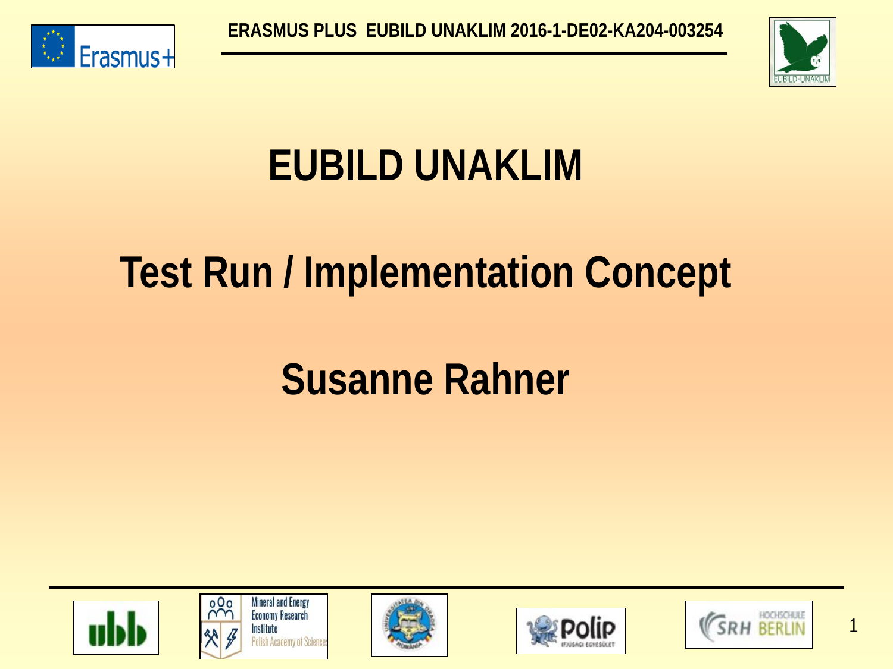ERASMUS PLUS EUBILD UNAKLIM 2016-1-DE02-KA204-003254

# EUBILD UNAKLIM

## Test Run / Implementation Concept

## Susanne Rahner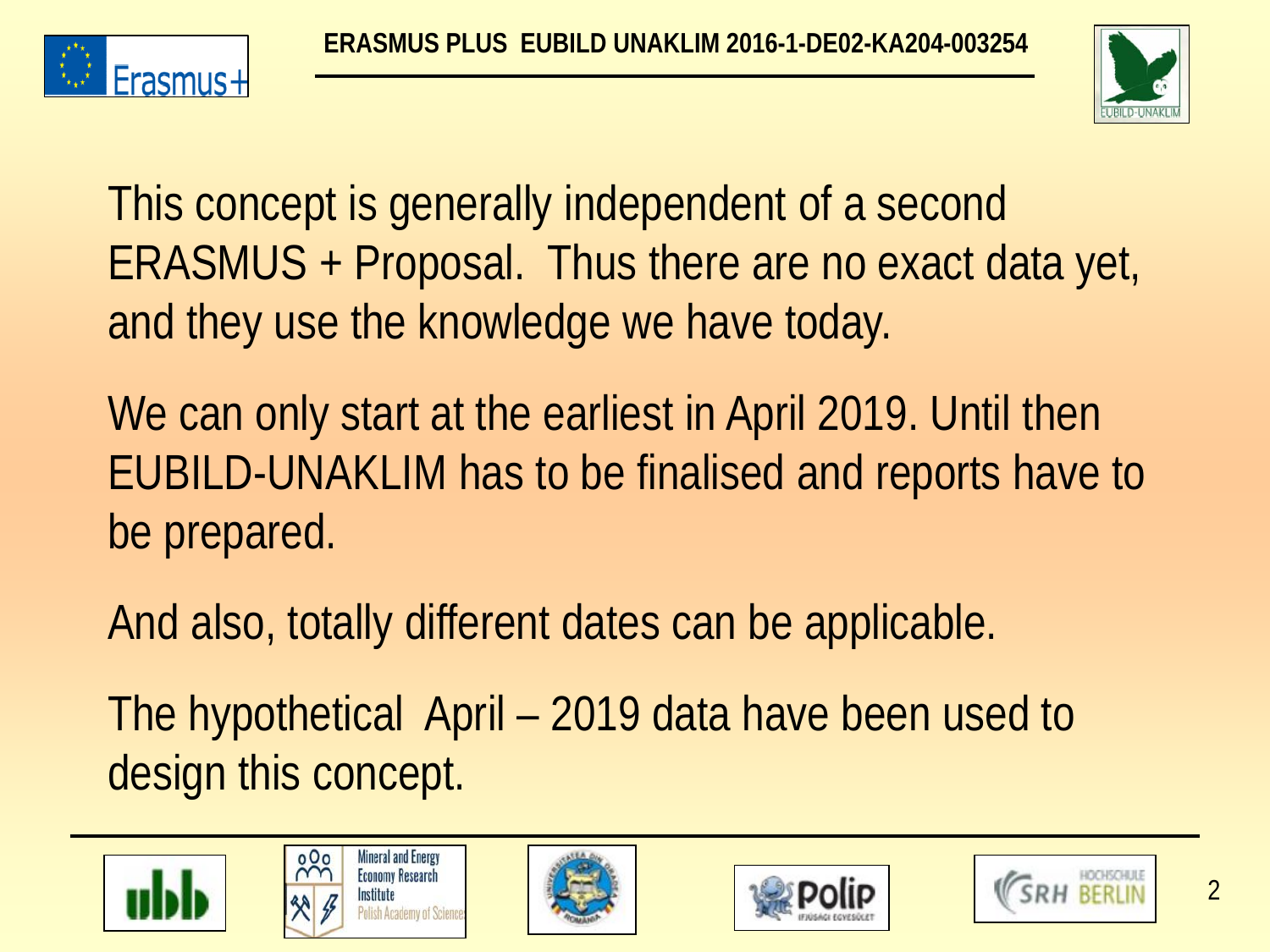This concept is generally independent of a second ERASMUS + Proposal. Thus there are no exact data yet, and they use the knowledge we have today.

We can only start at the earliest in April 2019. Until then EUBILD-UNAKLIM has to be finalised and reports have to be prepared.

And also, totally different dates can be applicable.

The hypothetical April – 2019 data have been used to design this concept.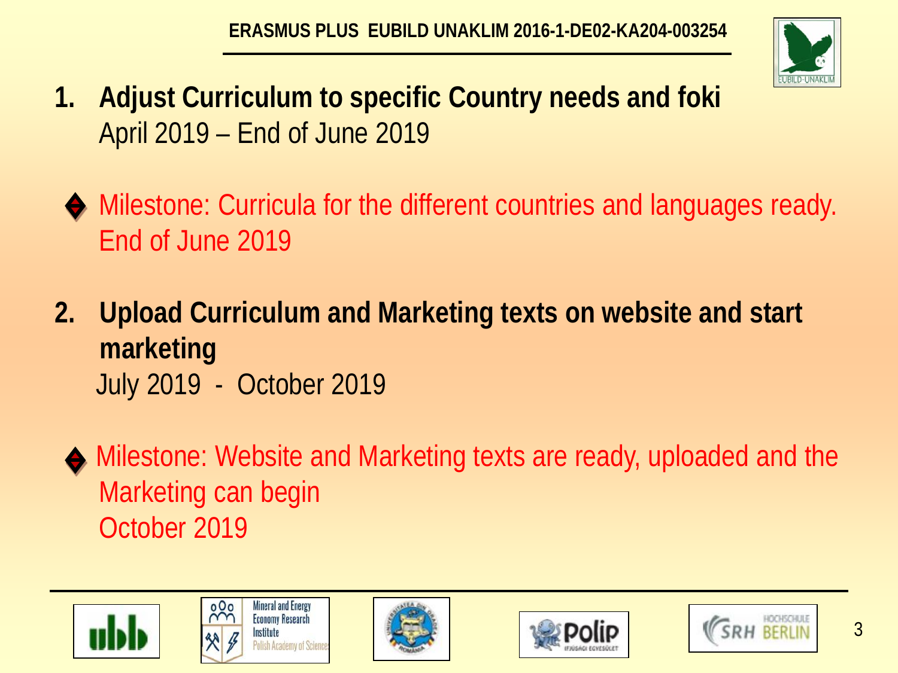1. **Adjust Curriculum to specific Country needs and foki**
   April 2019 – End of June 2019

- Milestone: Curricula for the different countries and languages ready.
  End of June 2019

2. **Upload Curriculum and Marketing texts on website and start marketing**
   July 2019 - October 2019

- Milestone: Website and Marketing texts are ready, uploaded and the Marketing can begin
  October 2019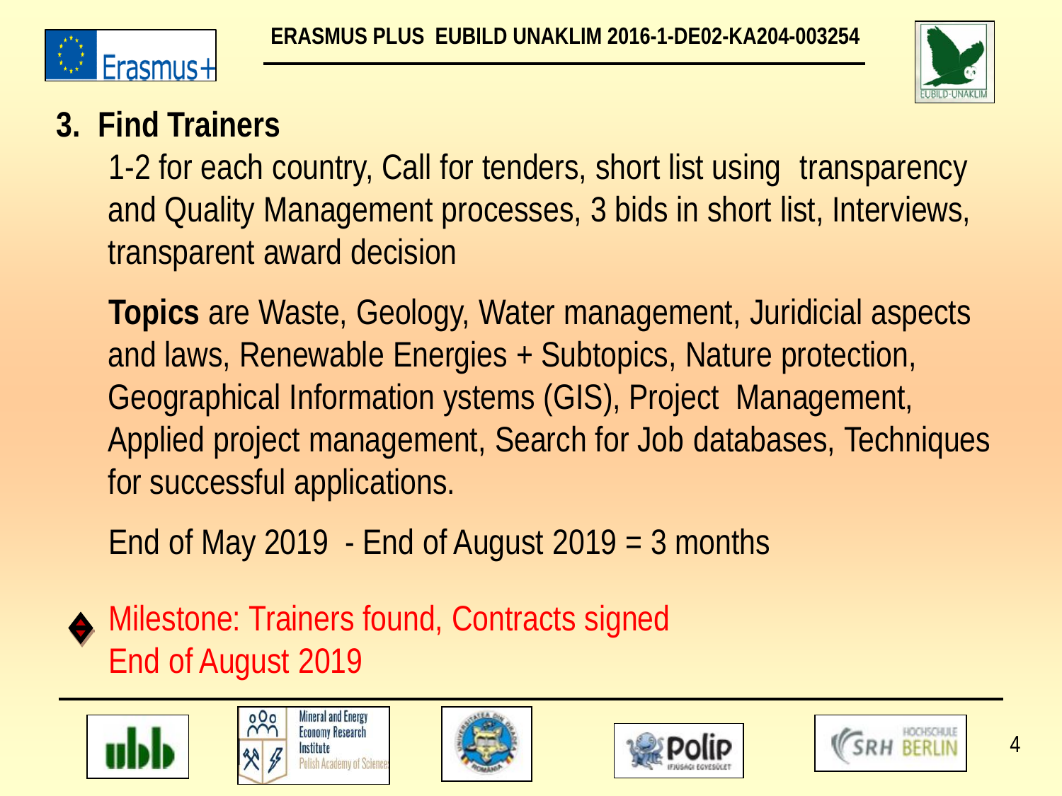## 3. Find Trainers

1-2 for each country, Call for tenders, short list using transparency and Quality Management processes, 3 bids in short list, Interviews, transparent award decision

**Topics** are Waste, Geology, Water management, Juridicial aspects and laws, Renewable Energies + Subtopics, Nature protection, Geographical Information ystems (GIS), Project Management, Applied project management, Search for Job databases, Techniques for successful applications.

End of May 2019 - End of August 2019 = 3 months

- Milestone: Trainers found, Contracts signed
  End of August 2019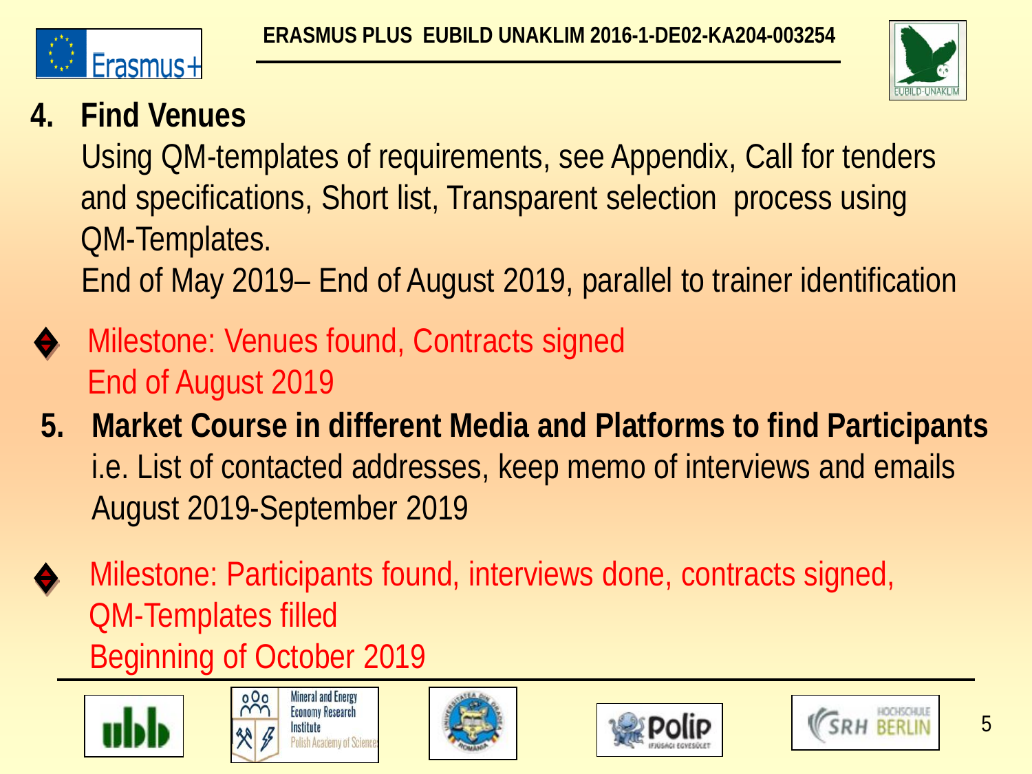## 4. Find Venues

Using QM-templates of requirements, see Appendix, Call for tenders and specifications, Short list, Transparent selection process using QM-Templates.

End of May 2019– End of August 2019, parallel to trainer identification

- Milestone: Venues found, Contracts signed
  End of August 2019

## 5. Market Course in different Media and Platforms to find Participants

i.e. List of contacted addresses, keep memo of interviews and emails

August 2019-September 2019

- Milestone: Participants found, interviews done, contracts signed, QM-Templates filled
  Beginning of October 2019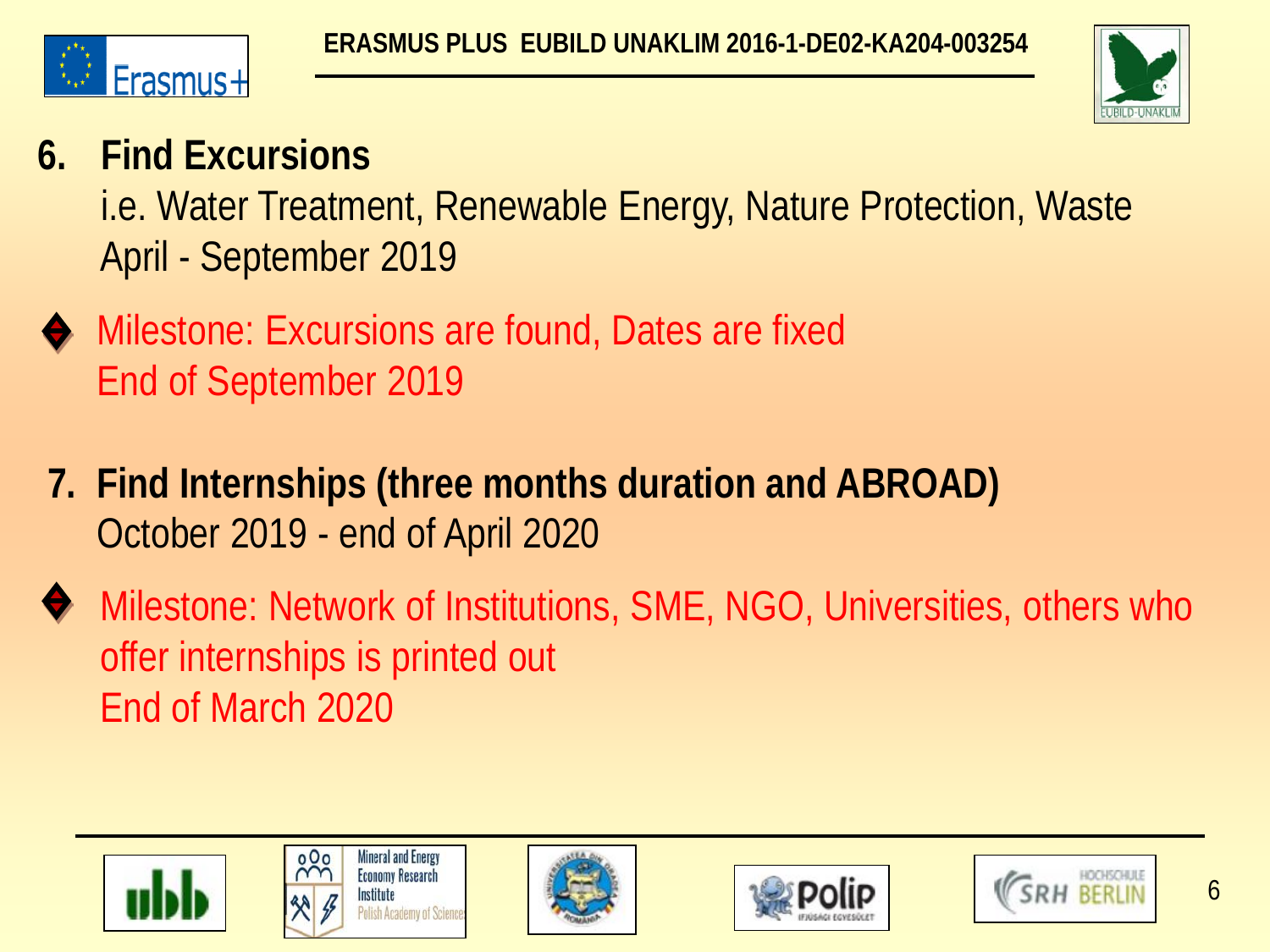6. **Find Excursions**

   i.e. Water Treatment, Renewable Energy, Nature Protection, Waste

   April - September 2019

- Milestone: Excursions are found, Dates are fixed

  End of September 2019

7. **Find Internships (three months duration and ABROAD)**

   October 2019 - end of April 2020

- Milestone: Network of Institutions, SME, NGO, Universities, others who offer internships is printed out

  End of March 2020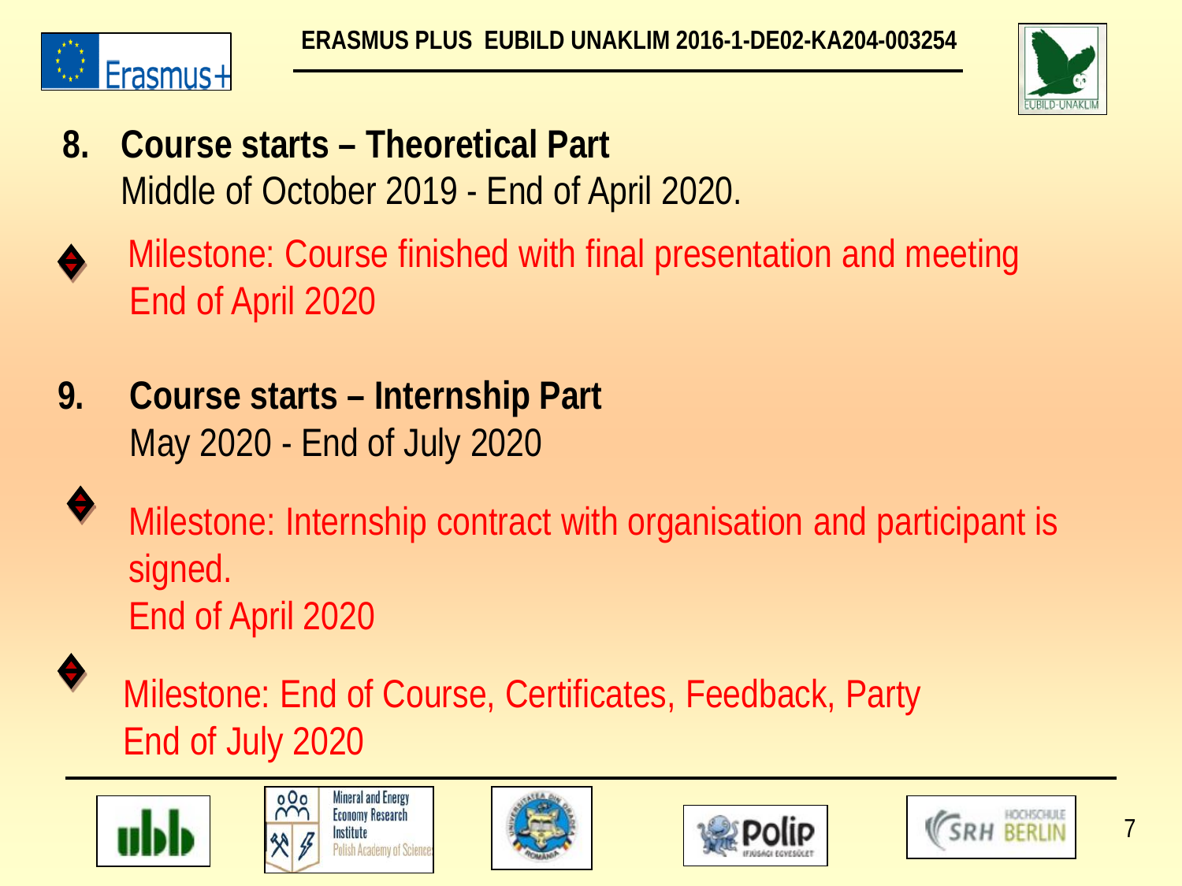8. **Course starts – Theoretical Part**
   Middle of October 2019 - End of April 2020.

- Milestone: Course finished with final presentation and meeting
  End of April 2020

9. **Course starts – Internship Part**
   May 2020 - End of July 2020

- Milestone: Internship contract with organisation and participant is signed.
  End of April 2020

- Milestone: End of Course, Certificates, Feedback, Party
  End of July 2020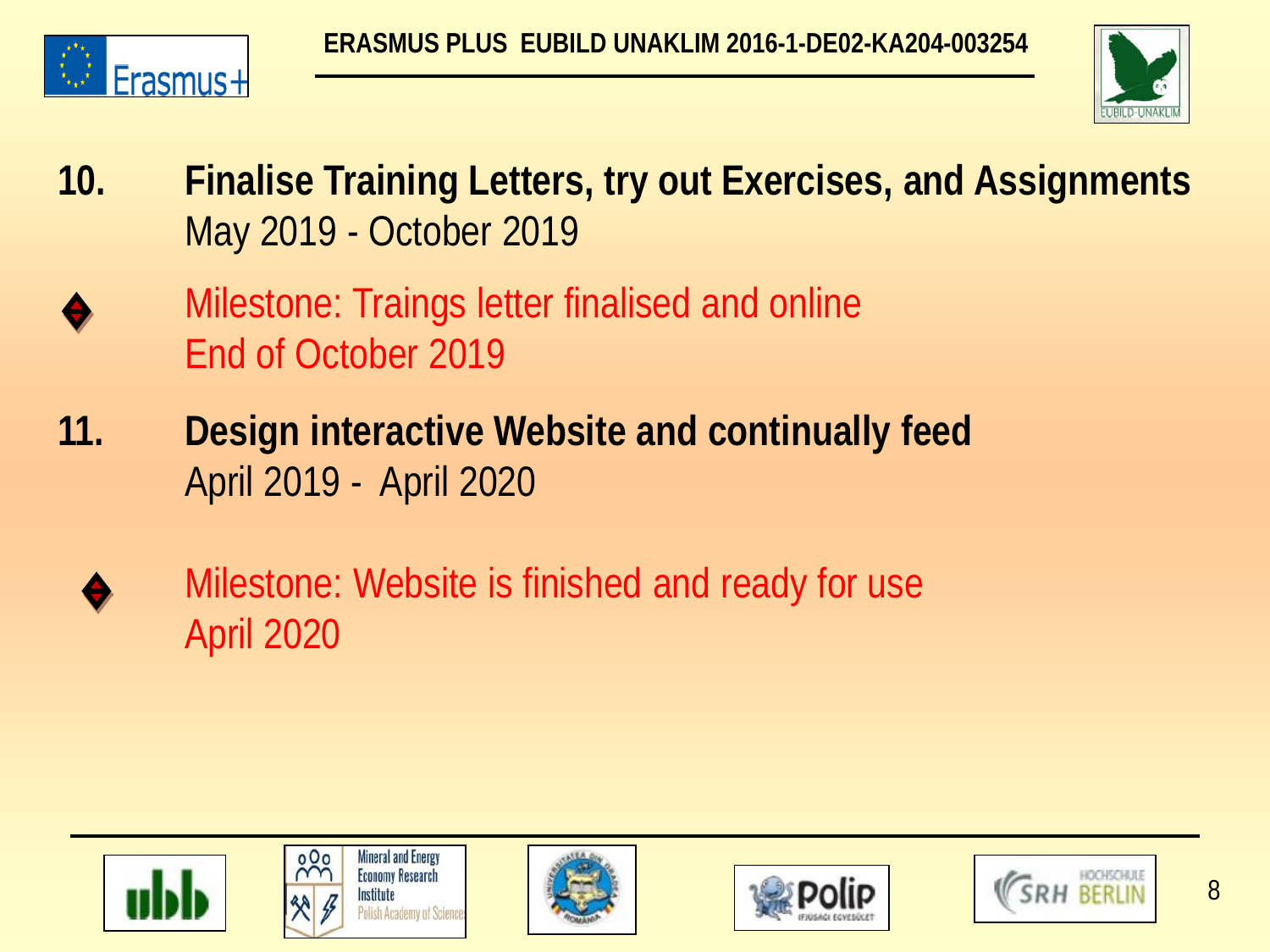**10. Finalise Training Letters, try out Exercises, and Assignments**
May 2019 - October 2019

- Milestone: Traings letter finalised and online
  End of October 2019

**11. Design interactive Website and continually feed**
April 2019 - April 2020

- Milestone: Website is finished and ready for use
  April 2020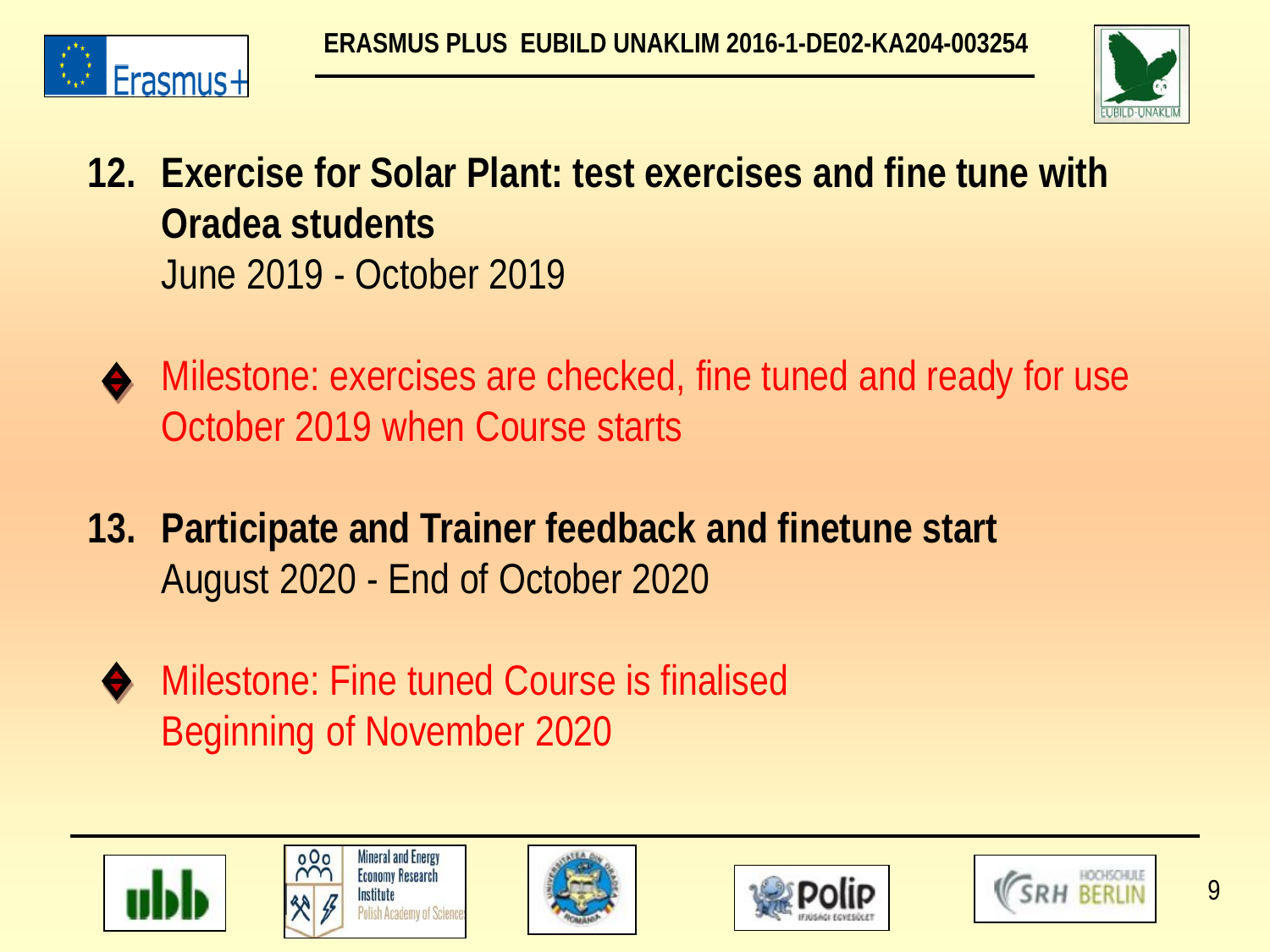12. **Exercise for Solar Plant: test exercises and fine tune with Oradea students**
    June 2019 - October 2019

- Milestone: exercises are checked, fine tuned and ready for use
  October 2019 when Course starts

13. **Participate and Trainer feedback and finetune start**
    August 2020 - End of October 2020

- Milestone: Fine tuned Course is finalised
  Beginning of November 2020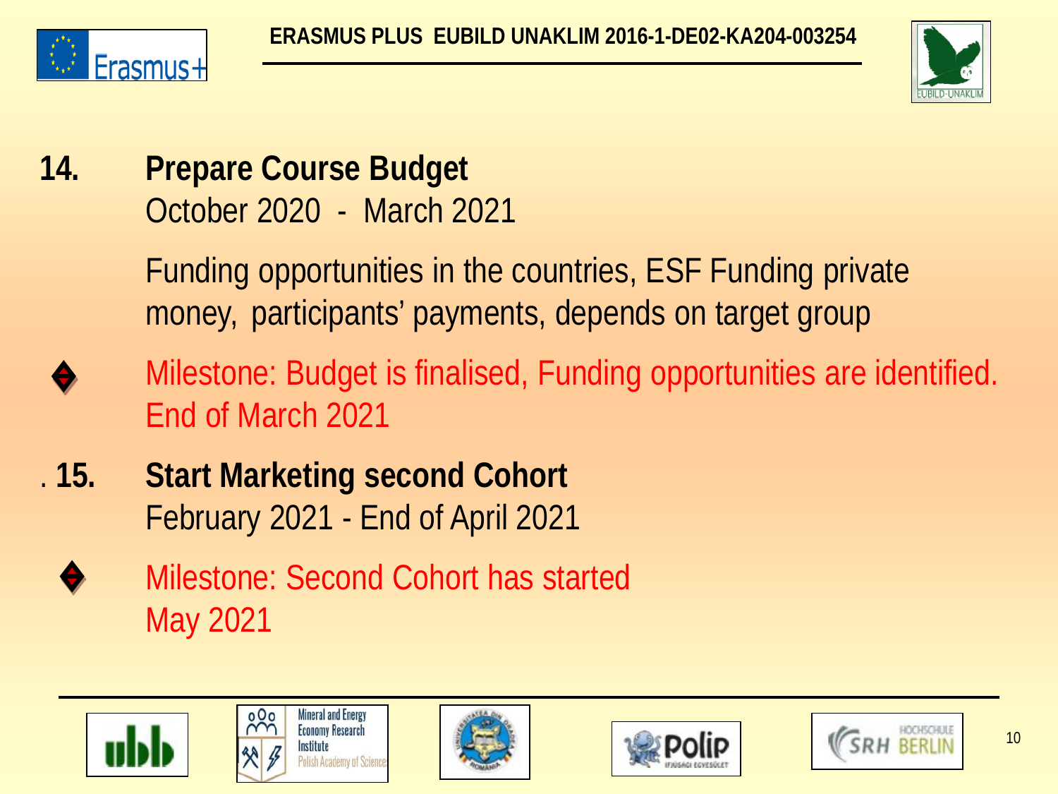## 14. Prepare Course Budget

October 2020 - March 2021

Funding opportunities in the countries, ESF Funding private money, participants' payments, depends on target group

- Milestone: Budget is finalised, Funding opportunities are identified. End of March 2021

## 15. Start Marketing second Cohort

February 2021 - End of April 2021

- Milestone: Second Cohort has started May 2021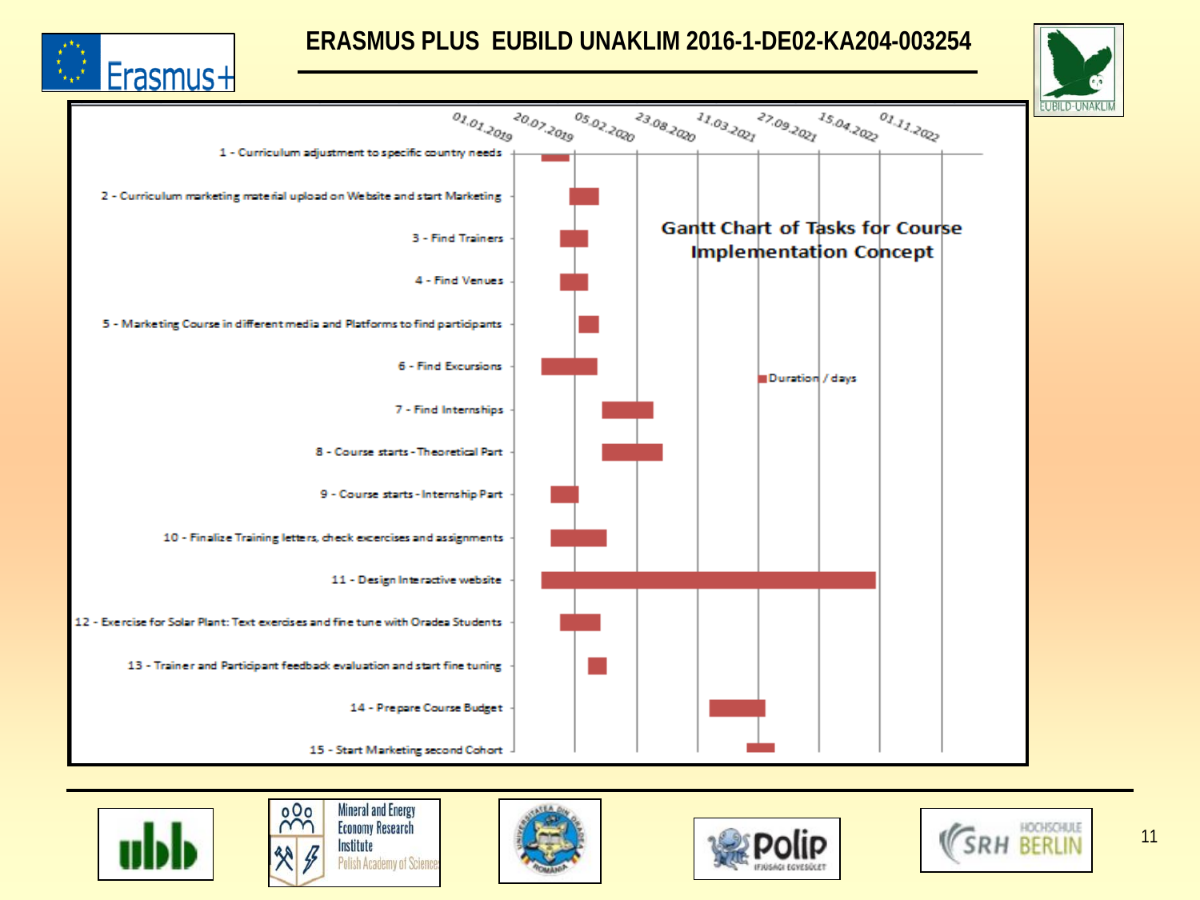# ERASMUS PLUS EUBILD UNAKLIM 2016-1-DE02-KA204-003254

## Gantt Chart of Tasks for Course Implementation Concept

Axis dates: 01.01.2019, 20.07.2019, 05.02.2020, 23.08.2020, 11.03.2021, 27.09.2021, 15.04.2022, 01.11.2022

Legend: Duration / days

1 - Curriculum adjustment to specific country needs
2 - Curriculum marketing material upload on Website and start Marketing
3 - Find Trainers
4 - Find Venues
5 - Marketing Course in different media and Platforms to find participants
6 - Find Excursions
7 - Find Internships
8 - Course starts - Theoretical Part
9 - Course starts - Internship Part
10 - Finalize Training letters, check exercises and assignments
11 - Design Interactive website
12 - Exercise for Solar Plant: Text exercises and fine tune with Oradea Students
13 - Trainer and Participant feedback evaluation and start fine tuning
14 - Prepare Course Budget
15 - Start Marketing second Cohort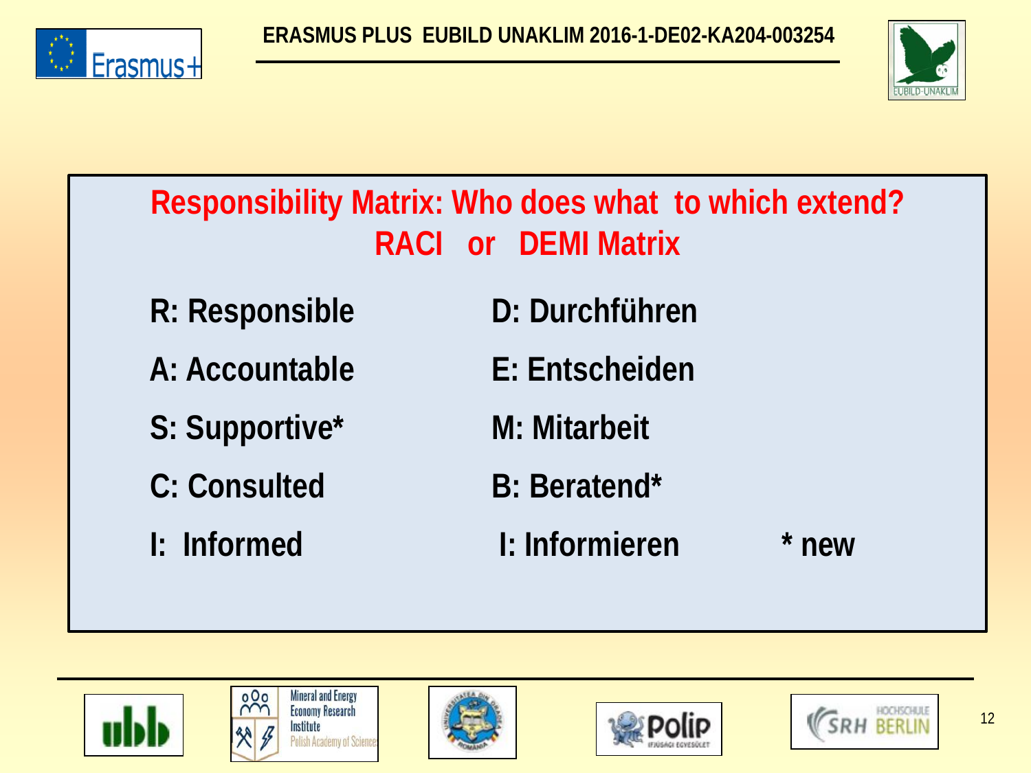## Responsibility Matrix: Who does what to which extend? RACI or DEMI Matrix

| | |
|---|---|
| R: Responsible | D: Durchführen |
| A: Accountable | E: Entscheiden |
| S: Supportive* | M: Mitarbeit |
| C: Consulted | B: Beratend* |
| I: Informed | I: Informieren |

* new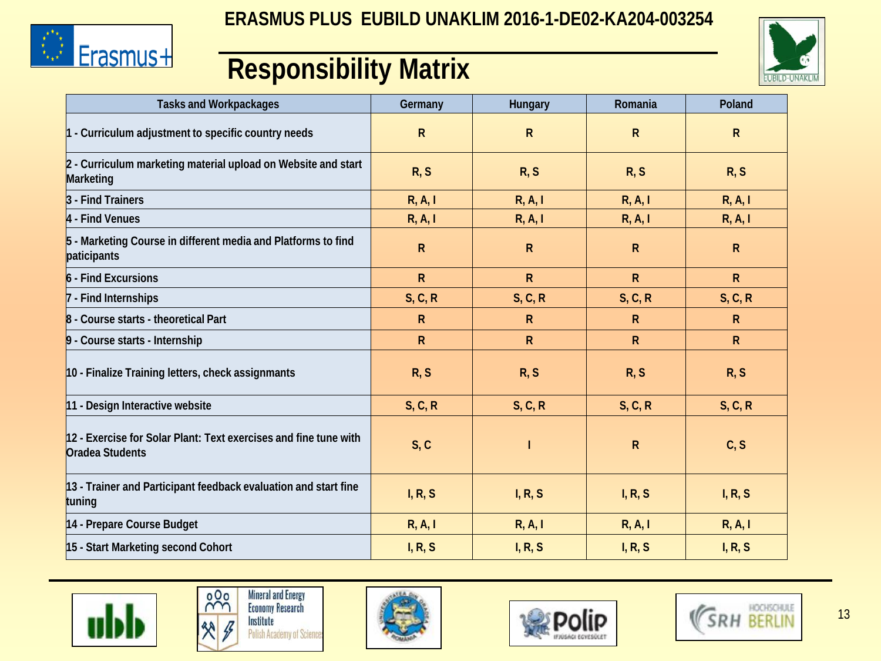ERASMUS PLUS EUBILD UNAKLIM 2016-1-DE02-KA204-003254

# Responsibility Matrix

| Tasks and Workpackages | Germany | Hungary | Romania | Poland |
|---|---|---|---|---|
| 1 - Curriculum adjustment to specific country needs | R | R | R | R |
| 2 - Curriculum marketing material upload on Website and start Marketing | R, S | R, S | R, S | R, S |
| 3 - Find Trainers | R, A, I | R, A, I | R, A, I | R, A, I |
| 4 - Find Venues | R, A, I | R, A, I | R, A, I | R, A, I |
| 5 - Marketing Course in different media and Platforms to find paticipants | R | R | R | R |
| 6 - Find Excursions | R | R | R | R |
| 7 - Find Internships | S, C, R | S, C, R | S, C, R | S, C, R |
| 8 - Course starts - theoretical Part | R | R | R | R |
| 9 - Course starts - Internship | R | R | R | R |
| 10 - Finalize Training letters, check assignmants | R, S | R, S | R, S | R, S |
| 11 - Design Interactive website | S, C, R | S, C, R | S, C, R | S, C, R |
| 12 - Exercise for Solar Plant: Text exercises and fine tune with Oradea Students | S, C | I | R | C, S |
| 13 - Trainer and Participant feedback evaluation and start fine tuning | I, R, S | I, R, S | I, R, S | I, R, S |
| 14 - Prepare Course Budget | R, A, I | R, A, I | R, A, I | R, A, I |
| 15 - Start Marketing second Cohort | I, R, S | I, R, S | I, R, S | I, R, S |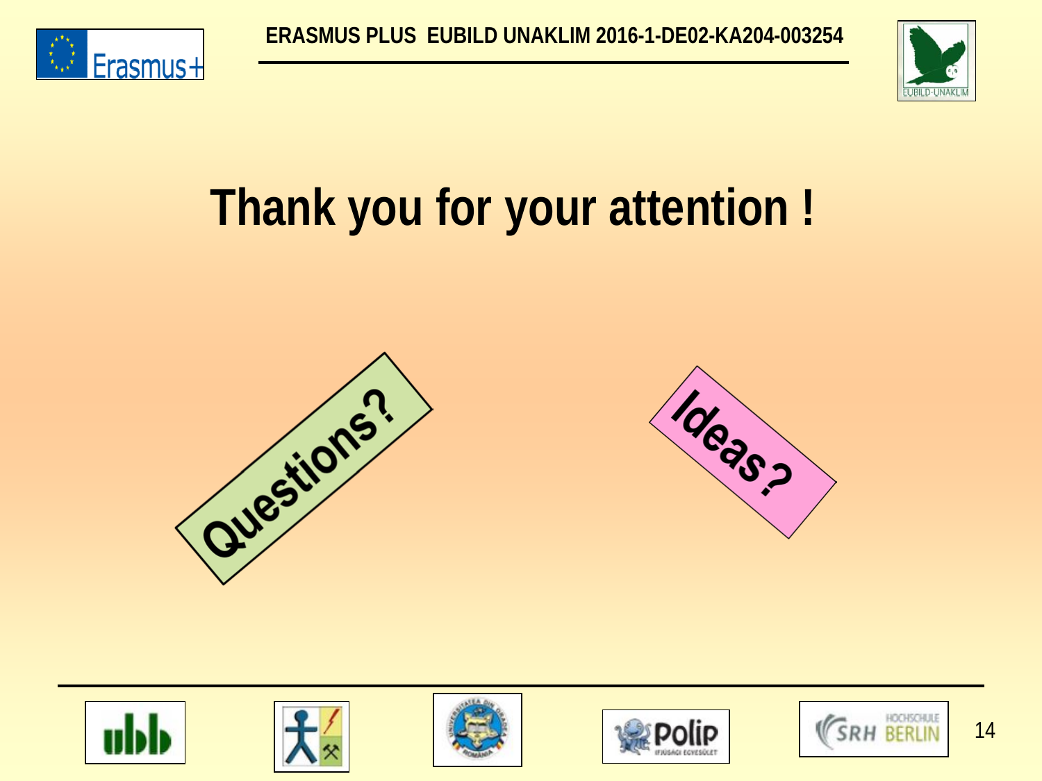# Thank you for your attention !

Questions?

Ideas?